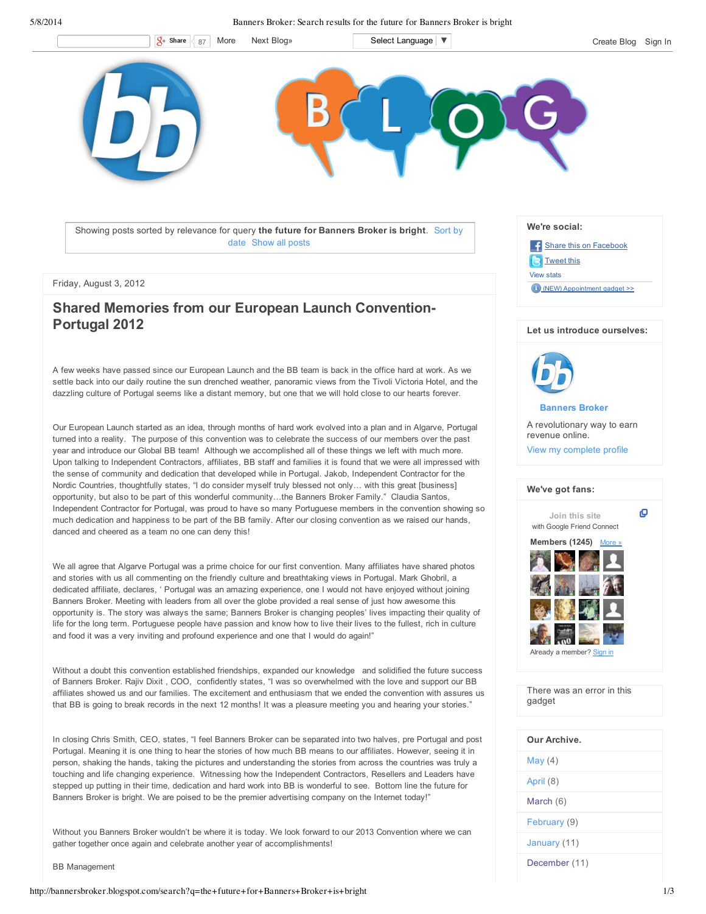Showing posts sorted by relevance for query **the future for Banners Broker is bright**. Sort by date Show all posts

Friday, August 3, 2012

## Shared Memories from our European Launch Convention- Portugal 2012

A few weeks have passed since our European Launch and the BB team is back in the office hard at work. As we settle back into our daily routine the sun drenched weather, panoramic views from the Tivoli Victoria Hotel, and the dazzling culture of Portugal seems like a distant memory, but one that we will hold close to our hearts forever.

Our European Launch started as an idea, through months of hard work evolved into a plan and in Algarve, Portugal turned into a reality. The purpose of this convention was to celebrate the success of our members over the past year and introduce our Global BB team! Although we accomplished all of these things we left with much more. Upon talking to Independent Contractors, affiliates, BB staff and families it is found that we were all impressed with the sense of community and dedication that developed while in Portugal. Jakob, Independent Contractor for the Nordic Countries, thoughtfully states, "I do consider myself truly blessed not only… with this great [business] opportunity, but also to be part of this wonderful community…the Banners Broker Family." Claudia Santos, Independent Contractor for Portugal, was proud to have so many Portuguese members in the convention showing so much dedication and happiness to be part of the BB family. After our closing convention as we raised our hands, danced and cheered as a team no one can deny this!

We all agree that Algarve Portugal was a prime choice for our first convention. Many affiliates have shared photos and stories with us all commenting on the friendly culture and breathtaking views in Portugal. Mark Ghobril, a dedicated affiliate, declares, ' Portugal was an amazing experience, one I would not have enjoyed without joining Banners Broker. Meeting with leaders from all over the globe provided a real sense of just how awesome this opportunity is. The story was always the same; Banners Broker is changing peoples' lives impacting their quality of life for the long term. Portuguese people have passion and know how to live their lives to the fullest, rich in culture and food it was a very inviting and profound experience and one that I would do again!"

Without a doubt this convention established friendships, expanded our knowledge and solidified the future success of Banners Broker. Rajiv Dixit , COO, confidently states, "I was so overwhelmed with the love and support our BB affiliates showed us and our families. The excitement and enthusiasm that we ended the convention with assures us that BB is going to break records in the next 12 months! It was a pleasure meeting you and hearing your stories."

In closing Chris Smith, CEO, states, "I feel Banners Broker can be separated into two halves, pre Portugal and post Portugal. Meaning it is one thing to hear the stories of how much BB means to our affiliates. However, seeing it in person, shaking the hands, taking the pictures and understanding the stories from across the countries was truly a touching and life changing experience. Witnessing how the Independent Contractors, Resellers and Leaders have stepped up putting in their time, dedication and hard work into BB is wonderful to see. Bottom line the future for Banners Broker is bright. We are poised to be the premier advertising company on the Internet today!"

Without you Banners Broker wouldn't be where it is today. We look forward to our 2013 Convention where we can gather together once again and celebrate another year of accomplishments!

BB Management

### We're social:

Share this on Facebook
Tweet this
View stats
(NEW) Appointment gadget >>

### Let us introduce ourselves:

**Banners Broker**

A revolutionary way to earn revenue online.

View my complete profile

### We've got fans:

Join this site with Google Friend Connect

**Members (1245)** More »

Already a member? Sign in

There was an error in this gadget

### Our Archive.

- May (4)
- April (8)
- March (6)
- February (9)
- January (11)
- December (11)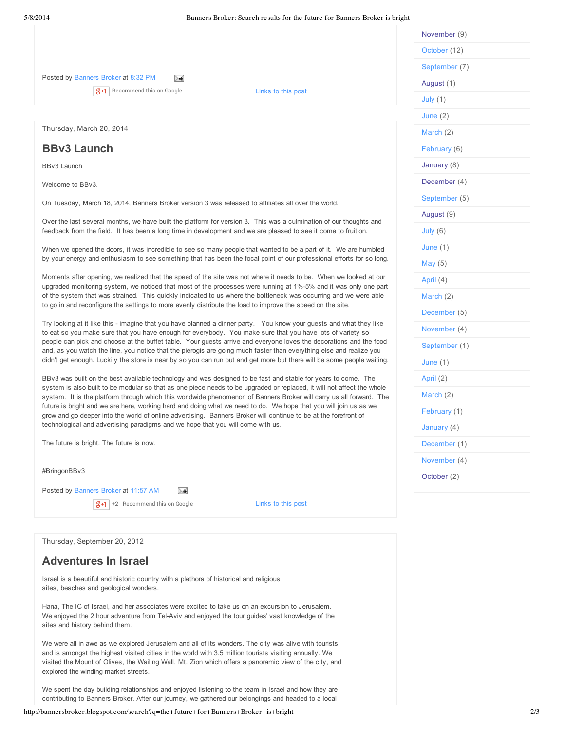Posted by Banners Broker at 8:32 PM

Recommend this on Google

Links to this post

Thursday, March 20, 2014

## BBv3 Launch

BBv3 Launch

Welcome to BBv3.

On Tuesday, March 18, 2014, Banners Broker version 3 was released to affiliates all over the world.

Over the last several months, we have built the platform for version 3. This was a culmination of our thoughts and feedback from the field. It has been a long time in development and we are pleased to see it come to fruition.

When we opened the doors, it was incredible to see so many people that wanted to be a part of it. We are humbled by your energy and enthusiasm to see something that has been the focal point of our professional efforts for so long.

Moments after opening, we realized that the speed of the site was not where it needs to be. When we looked at our upgraded monitoring system, we noticed that most of the processes were running at 1%-5% and it was only one part of the system that was strained. This quickly indicated to us where the bottleneck was occurring and we were able to go in and reconfigure the settings to more evenly distribute the load to improve the speed on the site.

Try looking at it like this - imagine that you have planned a dinner party. You know your guests and what they like to eat so you make sure that you have enough for everybody. You make sure that you have lots of variety so people can pick and choose at the buffet table. Your guests arrive and everyone loves the decorations and the food and, as you watch the line, you notice that the pierogis are going much faster than everything else and realize you didn't get enough. Luckily the store is near by so you can run out and get more but there will be some people waiting.

BBv3 was built on the best available technology and was designed to be fast and stable for years to come. The system is also built to be modular so that as one piece needs to be upgraded or replaced, it will not affect the whole system. It is the platform through which this worldwide phenomenon of Banners Broker will carry us all forward. The future is bright and we are here, working hard and doing what we need to do. We hope that you will join us as we grow and go deeper into the world of online advertising. Banners Broker will continue to be at the forefront of technological and advertising paradigms and we hope that you will come with us.

The future is bright. The future is now.

#BringonBBv3

Posted by Banners Broker at 11:57 AM

+2 Recommend this on Google

Links to this post

Thursday, September 20, 2012

## Adventures In Israel

Israel is a beautiful and historic country with a plethora of historical and religious sites, beaches and geological wonders.

Hana, The IC of Israel, and her associates were excited to take us on an excursion to Jerusalem. We enjoyed the 2 hour adventure from Tel-Aviv and enjoyed the tour guides' vast knowledge of the sites and history behind them.

We were all in awe as we explored Jerusalem and all of its wonders. The city was alive with tourists and is amongst the highest visited cities in the world with 3.5 million tourists visiting annually. We visited the Mount of Olives, the Wailing Wall, Mt. Zion which offers a panoramic view of the city, and explored the winding market streets.

We spent the day building relationships and enjoyed listening to the team in Israel and how they are contributing to Banners Broker. After our journey, we gathered our belongings and headed to a local

- November (9)
- October (12)
- September (7)
- August (1)
- July (1)
- June (2)
- March (2)
- February (6)
- January (8)
- December (4)
- September (5)
- August (9)
- July (6)
- June (1)
- May (5)
- April (4)
- March (2)
- December (5)
- November (4)
- September (1)
- June (1)
- April (2)
- March (2)
- February (1)
- January (4)
- December (1)
- November (4)
- October (2)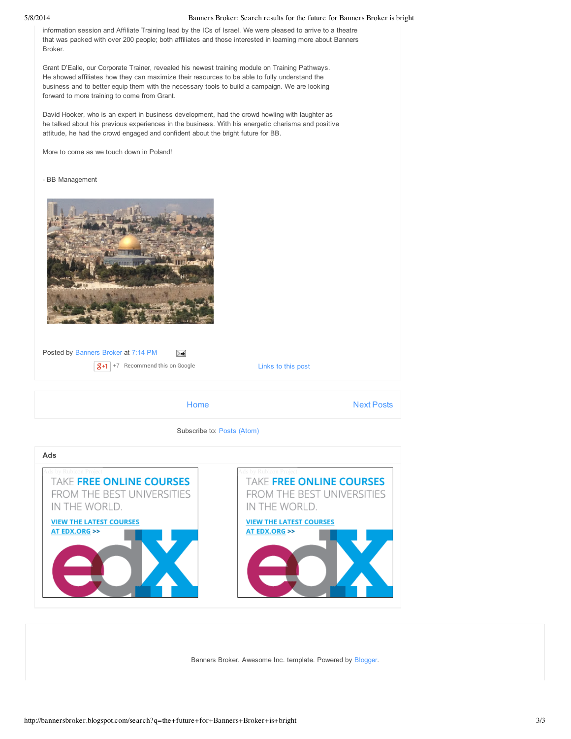information session and Affiliate Training lead by the ICs of Israel. We were pleased to arrive to a theatre that was packed with over 200 people; both affiliates and those interested in learning more about Banners Broker.

Grant D'Ealle, our Corporate Trainer, revealed his newest training module on Training Pathways. He showed affiliates how they can maximize their resources to be able to fully understand the business and to better equip them with the necessary tools to build a campaign. We are looking forward to more training to come from Grant.

David Hooker, who is an expert in business development, had the crowd howling with laughter as he talked about his previous experiences in the business. With his energetic charisma and positive attitude, he had the crowd engaged and confident about the bright future for BB.

More to come as we touch down in Poland!

\- BB Management

Posted by Banners Broker at 7:14 PM

+1 +7 Recommend this on Google

Links to this post

Home Next Posts

Subscribe to: Posts (Atom)

## Ads

Ads by Rubicon Project

TAKE FREE ONLINE COURSES FROM THE BEST UNIVERSITIES IN THE WORLD.

VIEW THE LATEST COURSES AT EDX.ORG >>

Ads by Rubicon Project

TAKE FREE ONLINE COURSES FROM THE BEST UNIVERSITIES IN THE WORLD.

VIEW THE LATEST COURSES AT EDX.ORG >>

Banners Broker. Awesome Inc. template. Powered by Blogger.